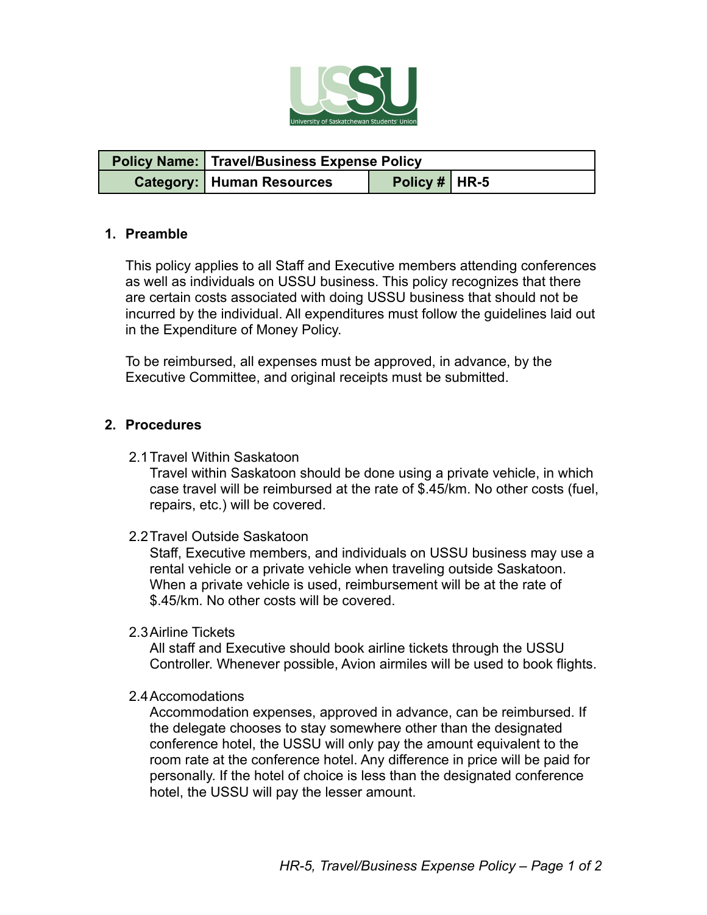| Policy Name: | Travel/Business Expense Policy | | |
|---|---|---|---|
| Category: | Human Resources | Policy # | HR-5 |

## 1. Preamble

This policy applies to all Staff and Executive members attending conferences as well as individuals on USSU business. This policy recognizes that there are certain costs associated with doing USSU business that should not be incurred by the individual. All expenditures must follow the guidelines laid out in the Expenditure of Money Policy.

To be reimbursed, all expenses must be approved, in advance, by the Executive Committee, and original receipts must be submitted.

## 2. Procedures

### 2.1 Travel Within Saskatoon

Travel within Saskatoon should be done using a private vehicle, in which case travel will be reimbursed at the rate of $.45/km. No other costs (fuel, repairs, etc.) will be covered.

### 2.2 Travel Outside Saskatoon

Staff, Executive members, and individuals on USSU business may use a rental vehicle or a private vehicle when traveling outside Saskatoon. When a private vehicle is used, reimbursement will be at the rate of $.45/km. No other costs will be covered.

### 2.3 Airline Tickets

All staff and Executive should book airline tickets through the USSU Controller. Whenever possible, Avion airmiles will be used to book flights.

### 2.4 Accomodations

Accommodation expenses, approved in advance, can be reimbursed. If the delegate chooses to stay somewhere other than the designated conference hotel, the USSU will only pay the amount equivalent to the room rate at the conference hotel. Any difference in price will be paid for personally. If the hotel of choice is less than the designated conference hotel, the USSU will pay the lesser amount.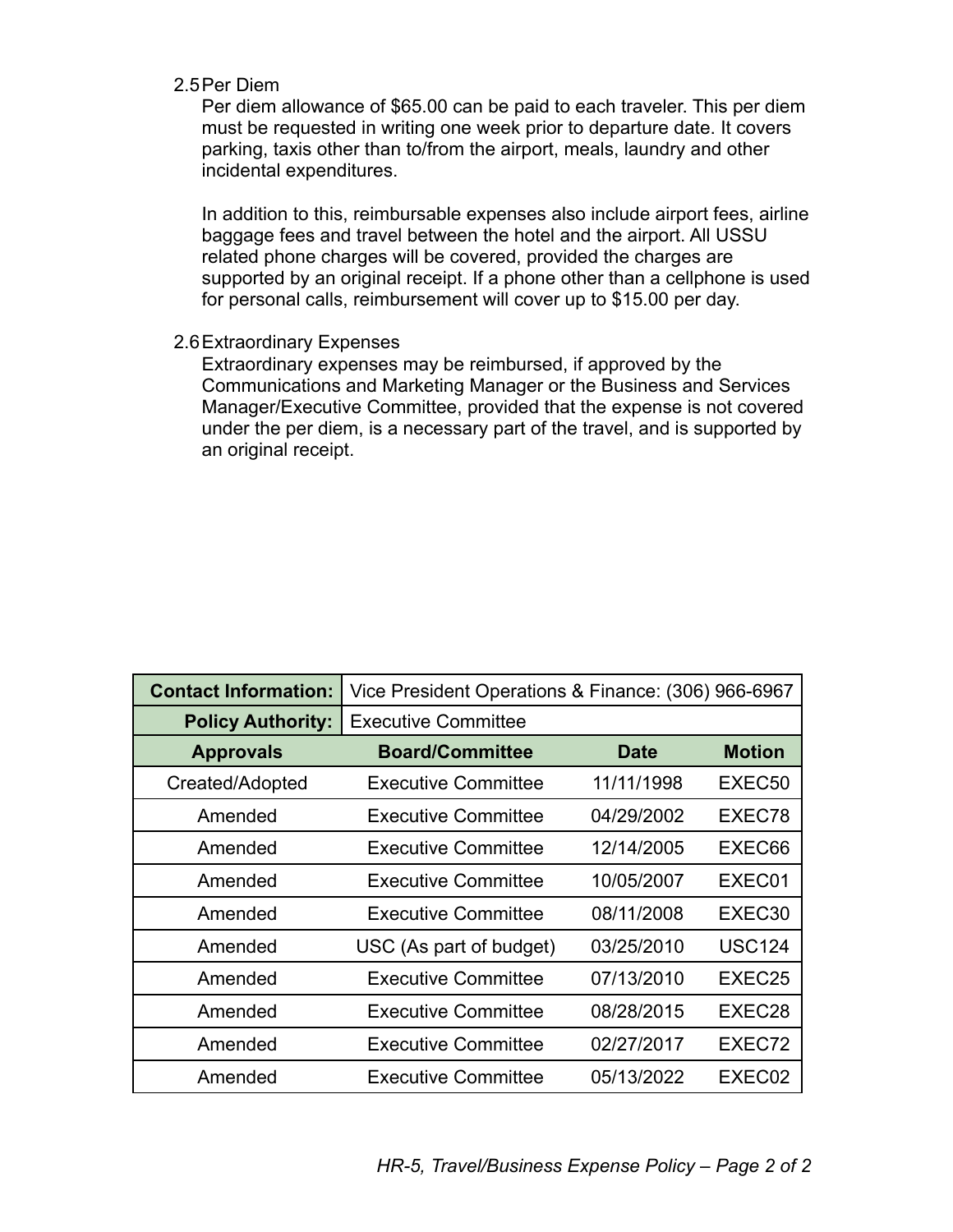2.5 Per Diem

Per diem allowance of $65.00 can be paid to each traveler. This per diem must be requested in writing one week prior to departure date. It covers parking, taxis other than to/from the airport, meals, laundry and other incidental expenditures.

In addition to this, reimbursable expenses also include airport fees, airline baggage fees and travel between the hotel and the airport. All USSU related phone charges will be covered, provided the charges are supported by an original receipt. If a phone other than a cellphone is used for personal calls, reimbursement will cover up to $15.00 per day.

2.6 Extraordinary Expenses

Extraordinary expenses may be reimbursed, if approved by the Communications and Marketing Manager or the Business and Services Manager/Executive Committee, provided that the expense is not covered under the per diem, is a necessary part of the travel, and is supported by an original receipt.

| | | | |
|---|---|---|---|
| **Contact Information:** | Vice President Operations & Finance: (306) 966-6967 | | |
| **Policy Authority:** | Executive Committee | | |
| **Approvals** | **Board/Committee** | **Date** | **Motion** |
| Created/Adopted | Executive Committee | 11/11/1998 | EXEC50 |
| Amended | Executive Committee | 04/29/2002 | EXEC78 |
| Amended | Executive Committee | 12/14/2005 | EXEC66 |
| Amended | Executive Committee | 10/05/2007 | EXEC01 |
| Amended | Executive Committee | 08/11/2008 | EXEC30 |
| Amended | USC (As part of budget) | 03/25/2010 | USC124 |
| Amended | Executive Committee | 07/13/2010 | EXEC25 |
| Amended | Executive Committee | 08/28/2015 | EXEC28 |
| Amended | Executive Committee | 02/27/2017 | EXEC72 |
| Amended | Executive Committee | 05/13/2022 | EXEC02 |